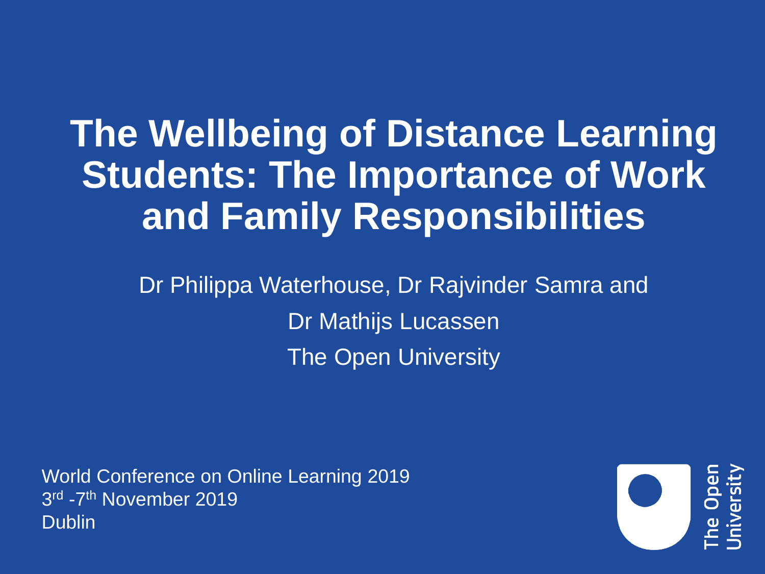# The Wellbeing of Distance Learning Students: The Importance of Work and Family Responsibilities

Dr Philippa Waterhouse, Dr Rajvinder Samra and Dr Mathijs Lucassen

The Open University

World Conference on Online Learning 2019
3rd -7th November 2019
Dublin

The Open University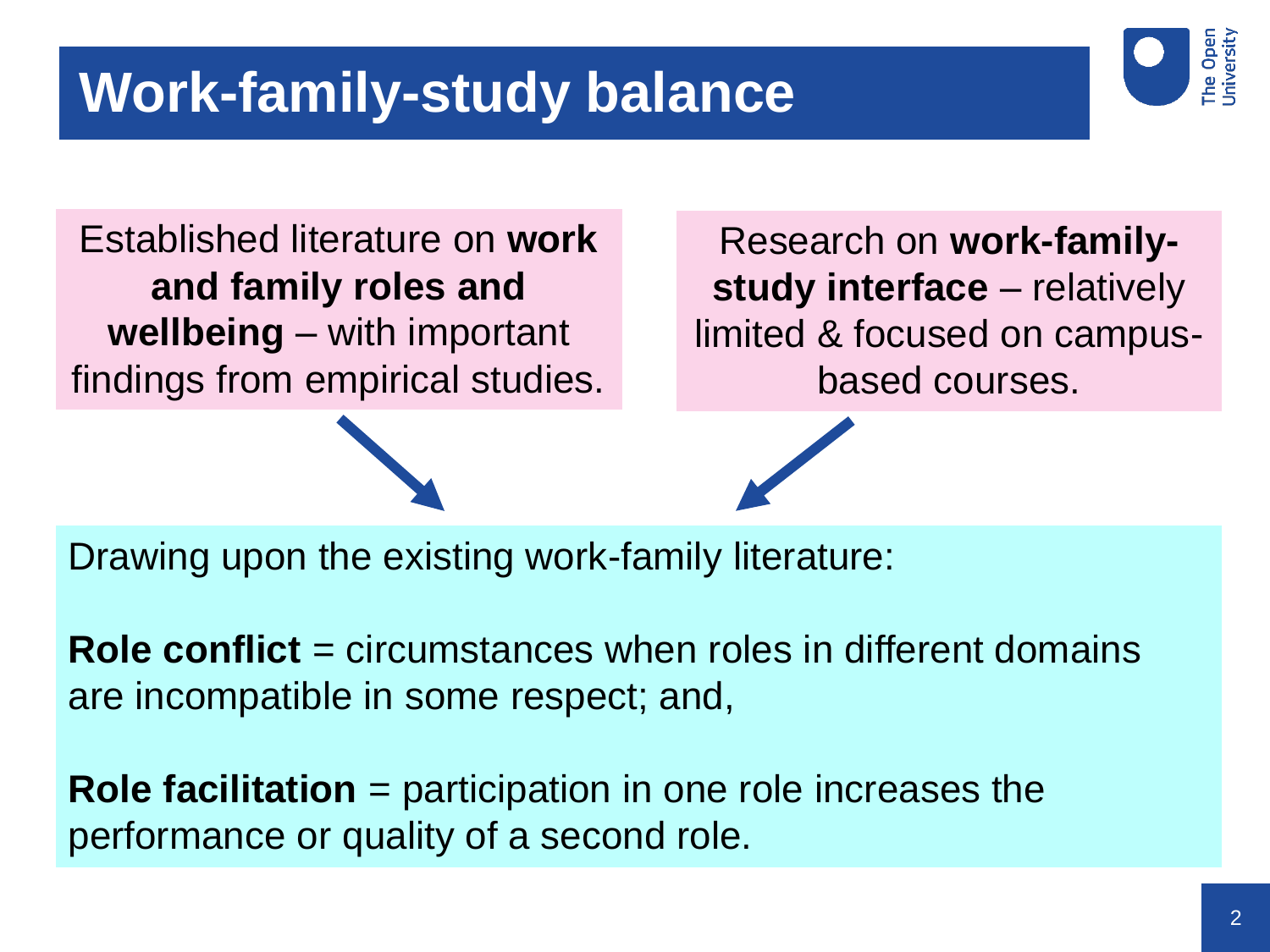# Work-family-study balance

Established literature on **work and family roles and wellbeing** – with important findings from empirical studies.

Research on **work-family-study interface** – relatively limited & focused on campus-based courses.

Drawing upon the existing work-family literature:

**Role conflict** = circumstances when roles in different domains are incompatible in some respect; and,

**Role facilitation** = participation in one role increases the performance or quality of a second role.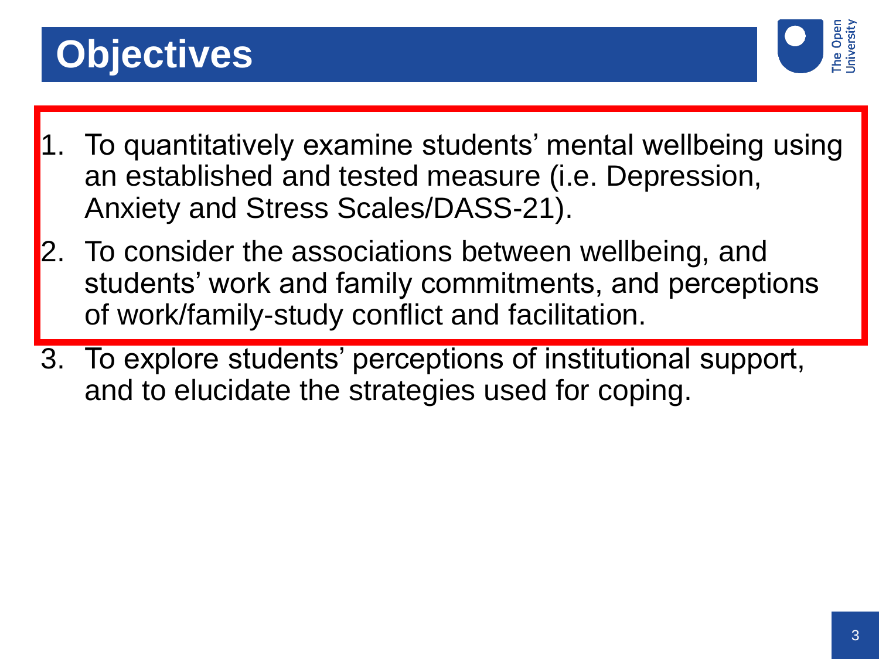# Objectives

1. To quantitatively examine students' mental wellbeing using an established and tested measure (i.e. Depression, Anxiety and Stress Scales/DASS-21).
2. To consider the associations between wellbeing, and students' work and family commitments, and perceptions of work/family-study conflict and facilitation.
3. To explore students' perceptions of institutional support, and to elucidate the strategies used for coping.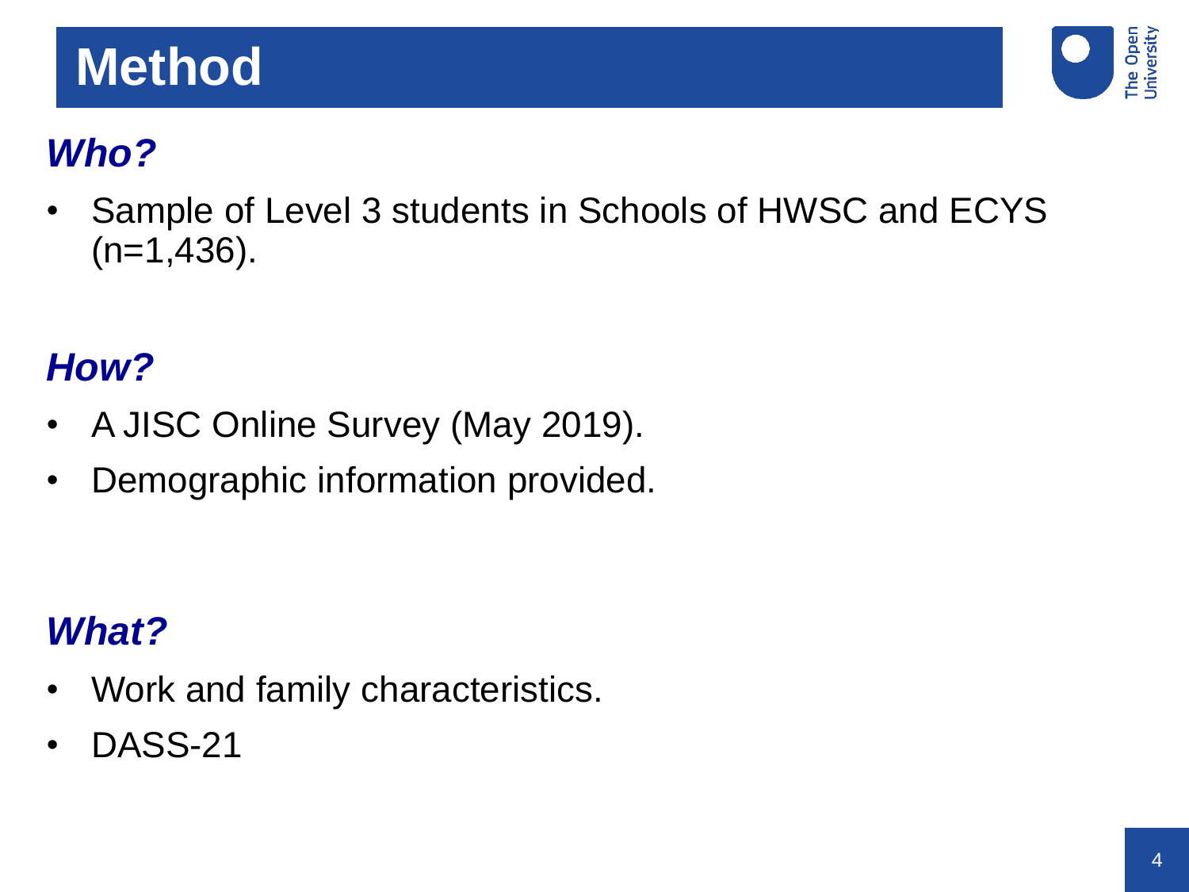# Method

### *Who?*

- Sample of Level 3 students in Schools of HWSC and ECYS (n=1,436).

### *How?*

- A JISC Online Survey (May 2019).
- Demographic information provided.

### *What?*

- Work and family characteristics.
- DASS-21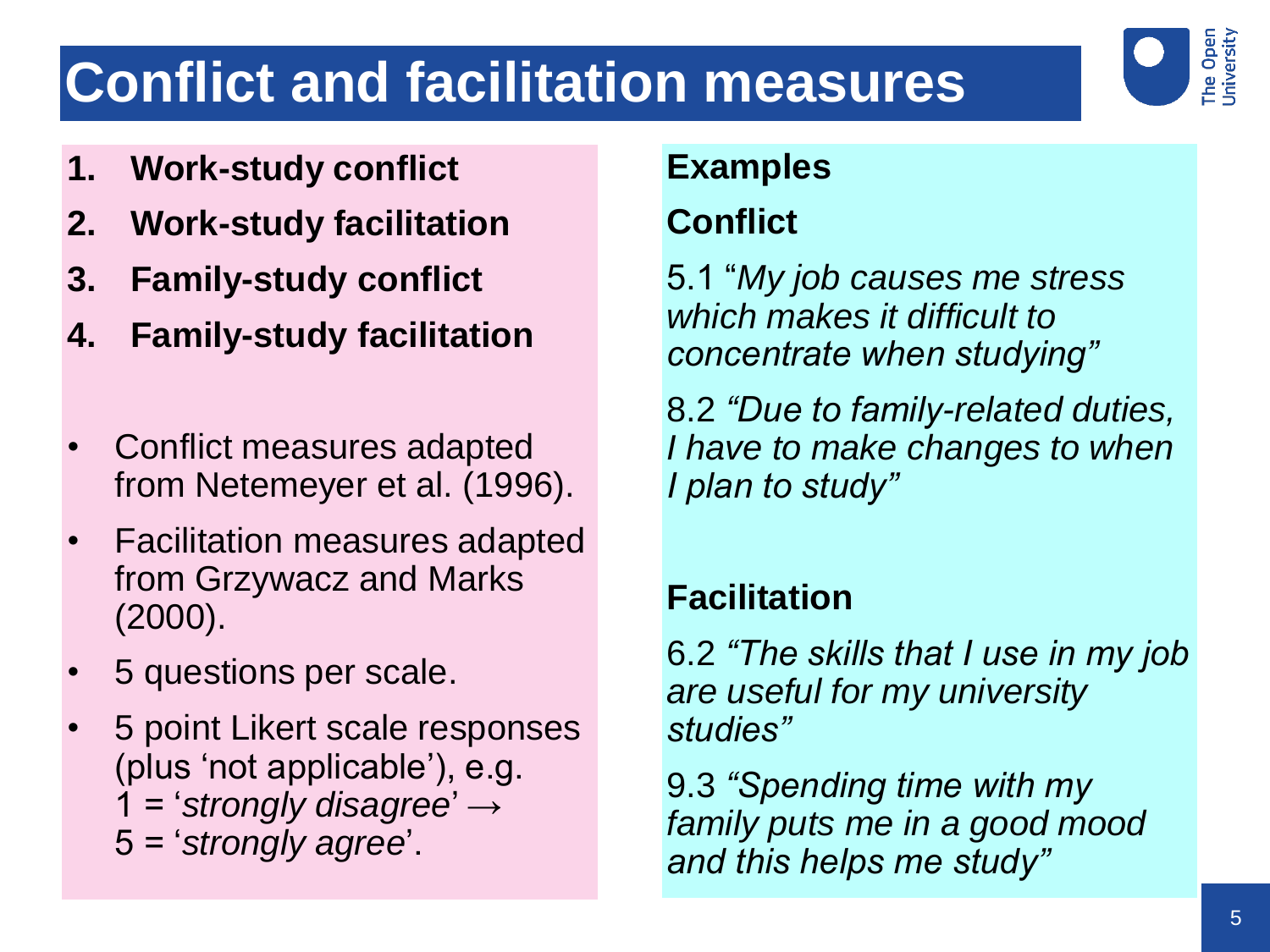# Conflict and facilitation measures

1. **Work-study conflict**
2. **Work-study facilitation**
3. **Family-study conflict**
4. **Family-study facilitation**

- Conflict measures adapted from Netemeyer et al. (1996).
- Facilitation measures adapted from Grzywacz and Marks (2000).
- 5 questions per scale.
- 5 point Likert scale responses (plus 'not applicable'), e.g. 1 = '*strongly disagree*' → 5 = '*strongly agree*'.

**Examples**

**Conflict**

5.1 "*My job causes me stress which makes it difficult to concentrate when studying"*

8.2 *"Due to family-related duties, I have to make changes to when I plan to study"*

**Facilitation**

6.2 *"The skills that I use in my job are useful for my university studies"*

9.3 *"Spending time with my family puts me in a good mood and this helps me study"*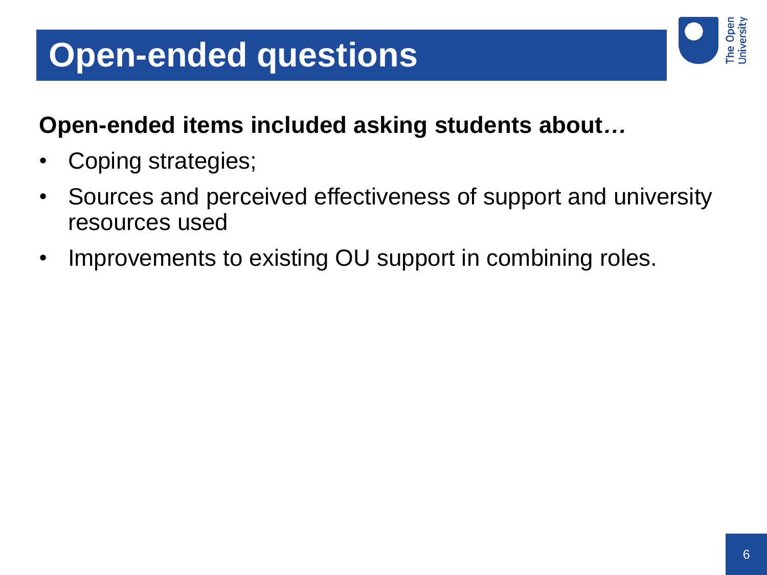# Open-ended questions

**Open-ended items included asking students about*…***

- Coping strategies;
- Sources and perceived effectiveness of support and university resources used
- Improvements to existing OU support in combining roles.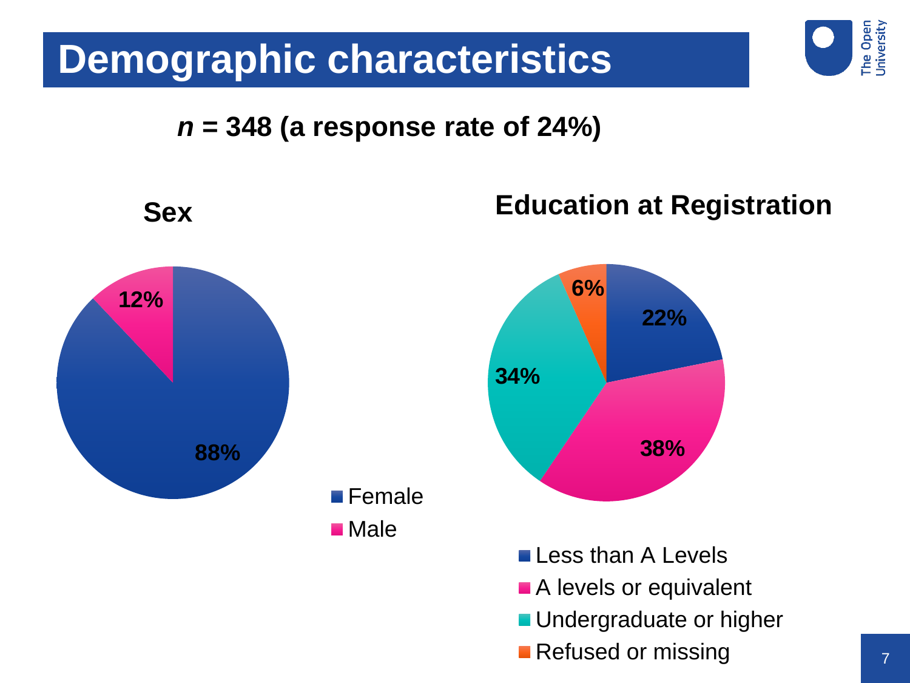# Demographic characteristics

***n* = 348 (a response rate of 24%)**

## Sex

| Sex | % |
|---|---|
| Female | 88% |
| Male | 12% |

## Education at Registration

| Education at Registration | % |
|---|---|
| Less than A Levels | 22% |
| A levels or equivalent | 38% |
| Undergraduate or higher | 34% |
| Refused or missing | 6% |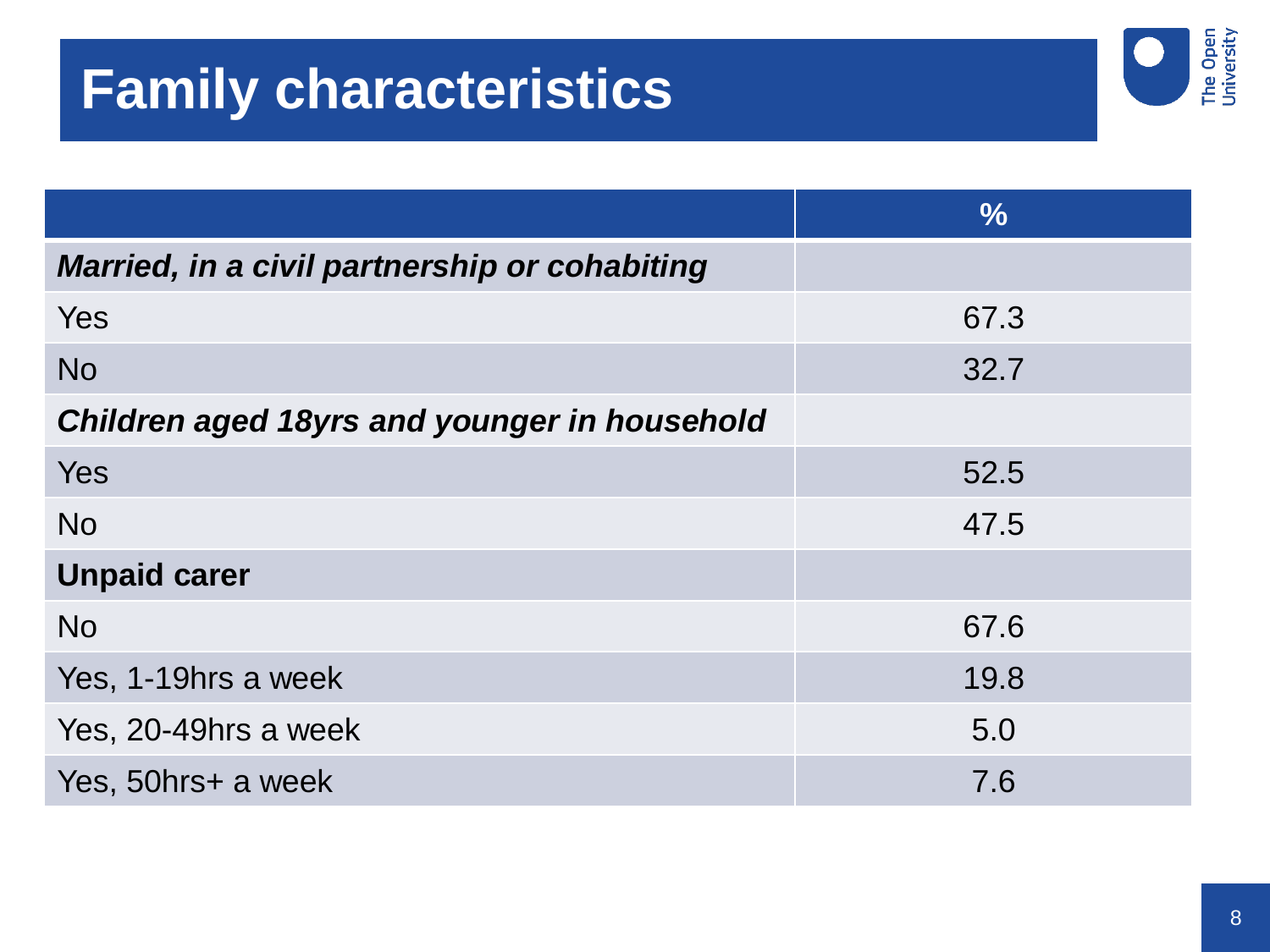# Family characteristics

| | % |
|---|---|
| ***Married, in a civil partnership or cohabiting*** | |
| Yes | 67.3 |
| No | 32.7 |
| ***Children aged 18yrs and younger in household*** | |
| Yes | 52.5 |
| No | 47.5 |
| **Unpaid carer** | |
| No | 67.6 |
| Yes, 1-19hrs a week | 19.8 |
| Yes, 20-49hrs a week | 5.0 |
| Yes, 50hrs+ a week | 7.6 |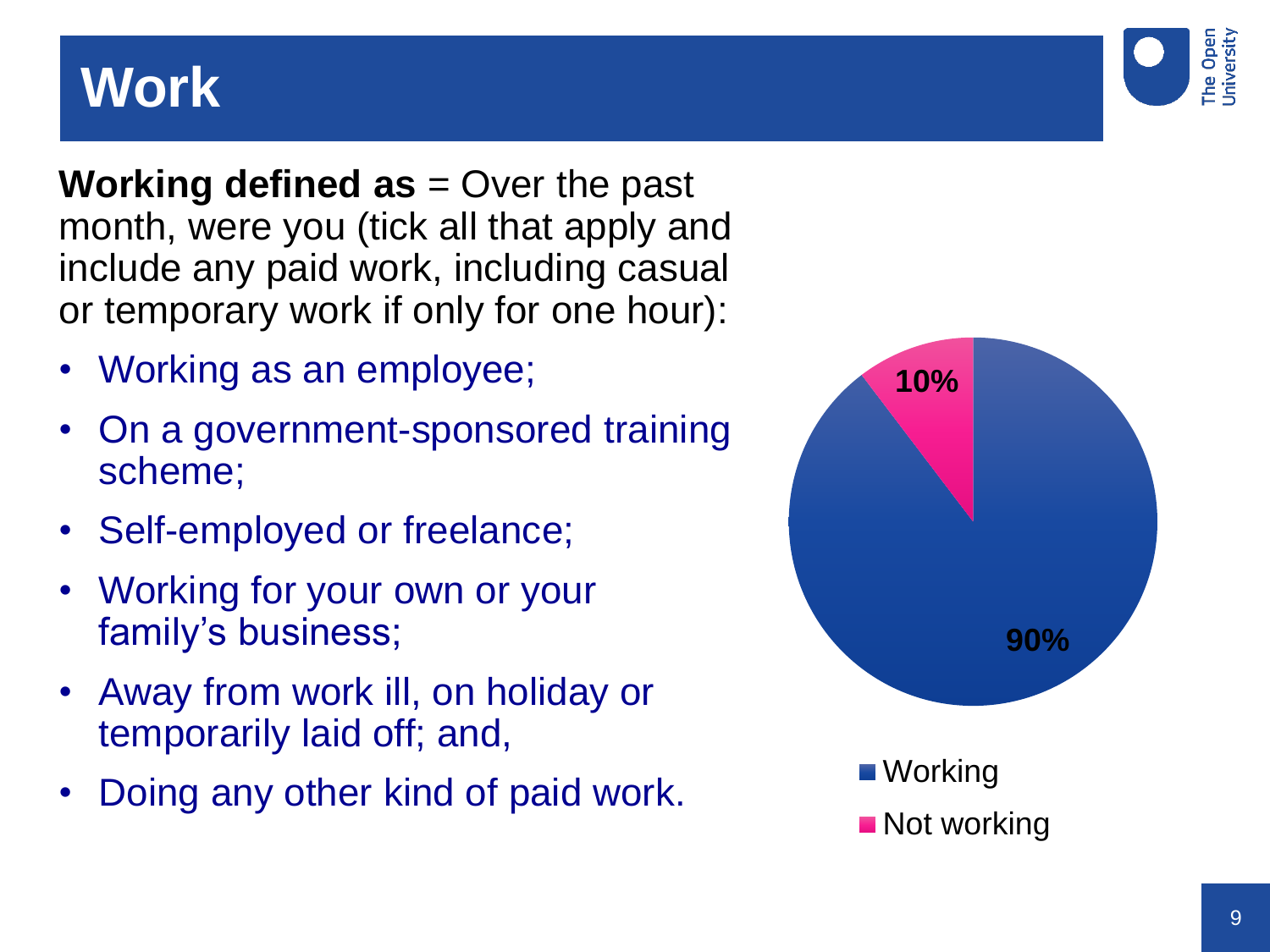# Work

**Working defined as** = Over the past month, were you (tick all that apply and include any paid work, including casual or temporary work if only for one hour):

- Working as an employee;
- On a government-sponsored training scheme;
- Self-employed or freelance;
- Working for your own or your family's business;
- Away from work ill, on holiday or temporarily laid off; and,
- Doing any other kind of paid work.

| Category | Percentage |
|---|---|
| Working | 90% |
| Not working | 10% |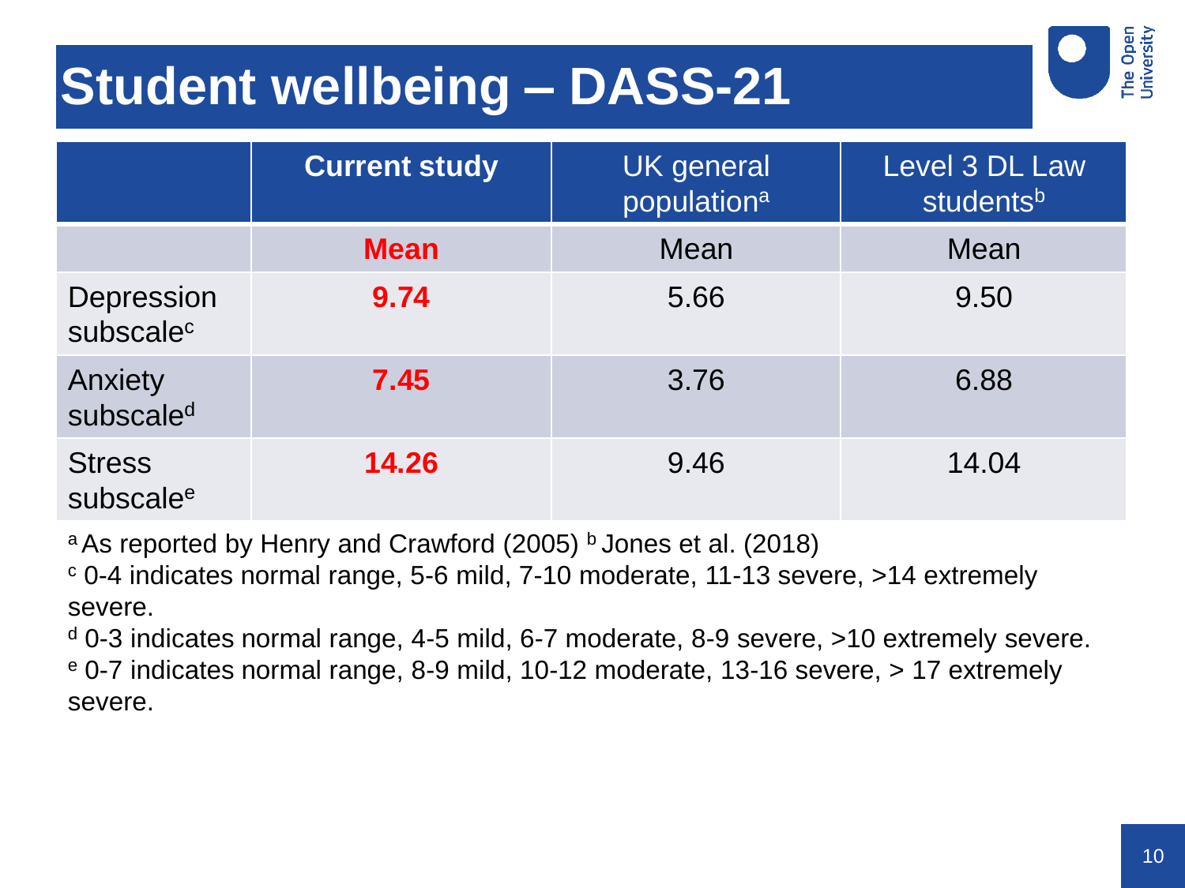# Student wellbeing – DASS-21

| | **Current study** | UK general population[a] | Level 3 DL Law students[b] |
|---|---|---|---|
| | **Mean** | Mean | Mean |
| Depression subscale[c] | **9.74** | 5.66 | 9.50 |
| Anxiety subscale[d] | **7.45** | 3.76 | 6.88 |
| Stress subscale[e] | **14.26** | 9.46 | 14.04 |

[a] As reported by Henry and Crawford (2005) [b] Jones et al. (2018)

[c] 0-4 indicates normal range, 5-6 mild, 7-10 moderate, 11-13 severe, >14 extremely severe.

[d] 0-3 indicates normal range, 4-5 mild, 6-7 moderate, 8-9 severe, >10 extremely severe.

[e] 0-7 indicates normal range, 8-9 mild, 10-12 moderate, 13-16 severe, > 17 extremely severe.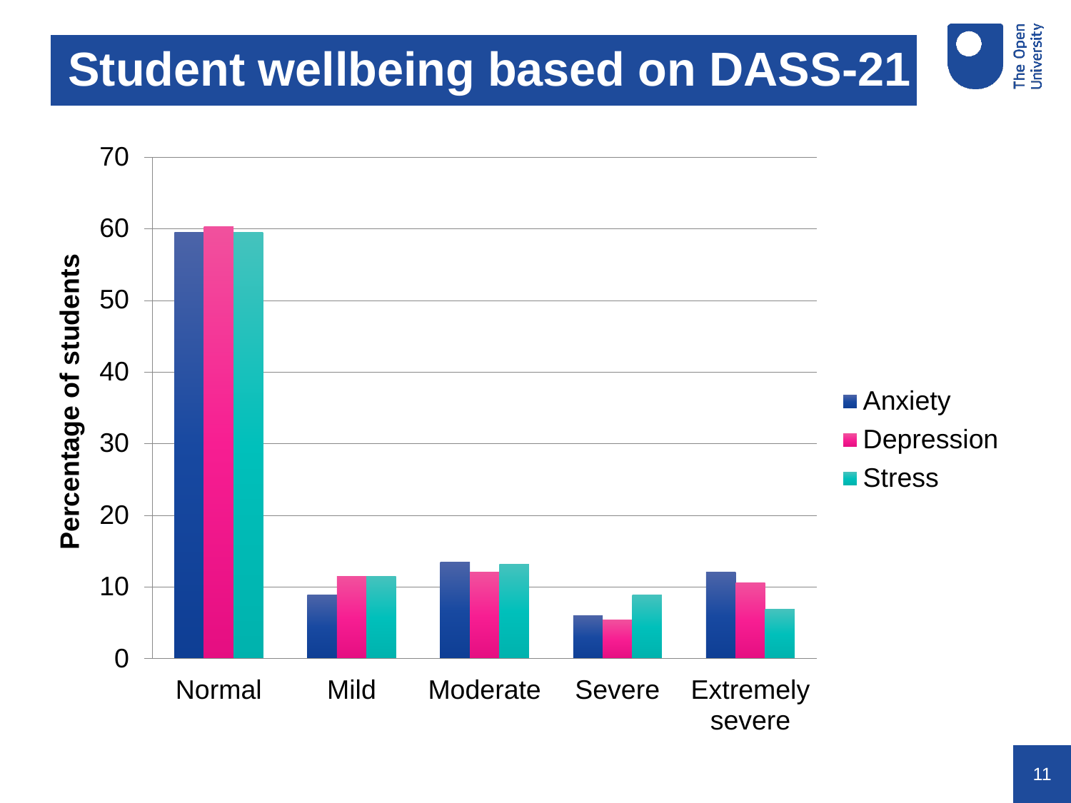# Student wellbeing based on DASS-21

Percentage of students

70
60
50
40
30
20
10
0

Normal | Mild | Moderate | Severe | Extremely severe

- Anxiety
- Depression
- Stress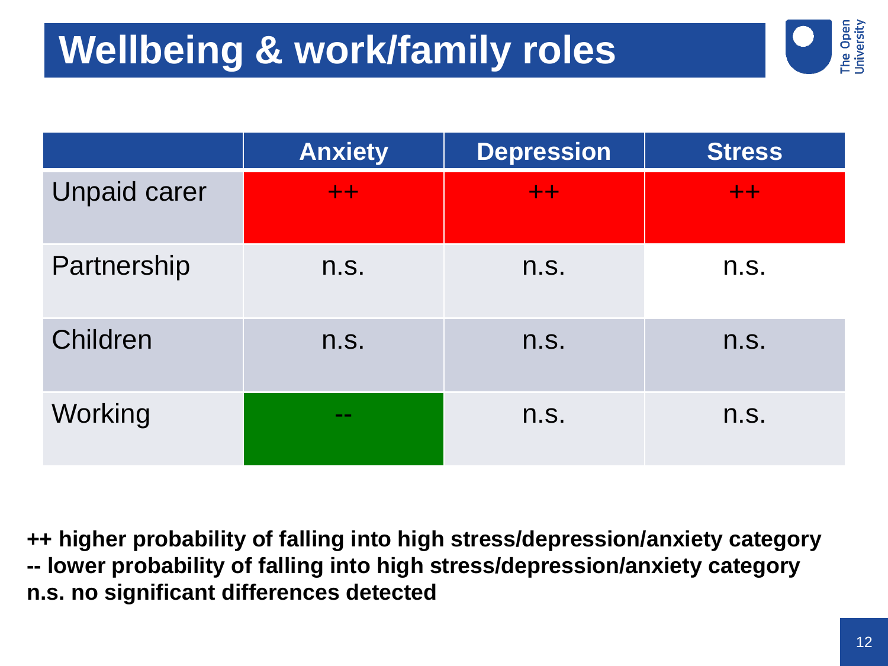# Wellbeing & work/family roles

| | Anxiety | Depression | Stress |
|---|---|---|---|
| Unpaid carer | ++ | ++ | ++ |
| Partnership | n.s. | n.s. | n.s. |
| Children | n.s. | n.s. | n.s. |
| Working | -- | n.s. | n.s. |

**++ higher probability of falling into high stress/depression/anxiety category**
**-- lower probability of falling into high stress/depression/anxiety category**
**n.s. no significant differences detected**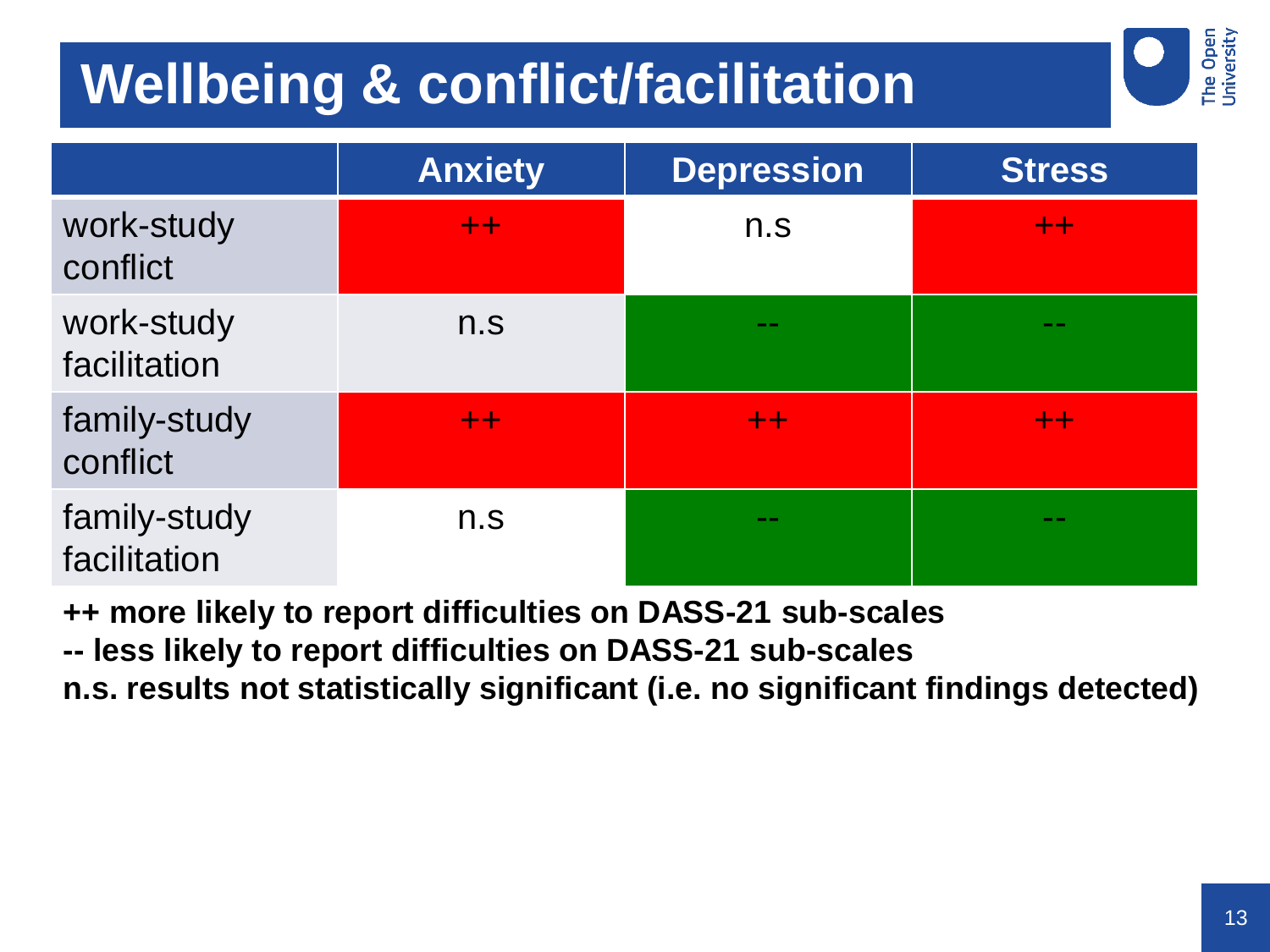# Wellbeing & conflict/facilitation

| | Anxiety | Depression | Stress |
|---|---|---|---|
| work-study conflict | ++ | n.s | ++ |
| work-study facilitation | n.s | -- | -- |
| family-study conflict | ++ | ++ | ++ |
| family-study facilitation | n.s | -- | -- |

**++ more likely to report difficulties on DASS-21 sub-scales**

**-- less likely to report difficulties on DASS-21 sub-scales**

**n.s. results not statistically significant (i.e. no significant findings detected)**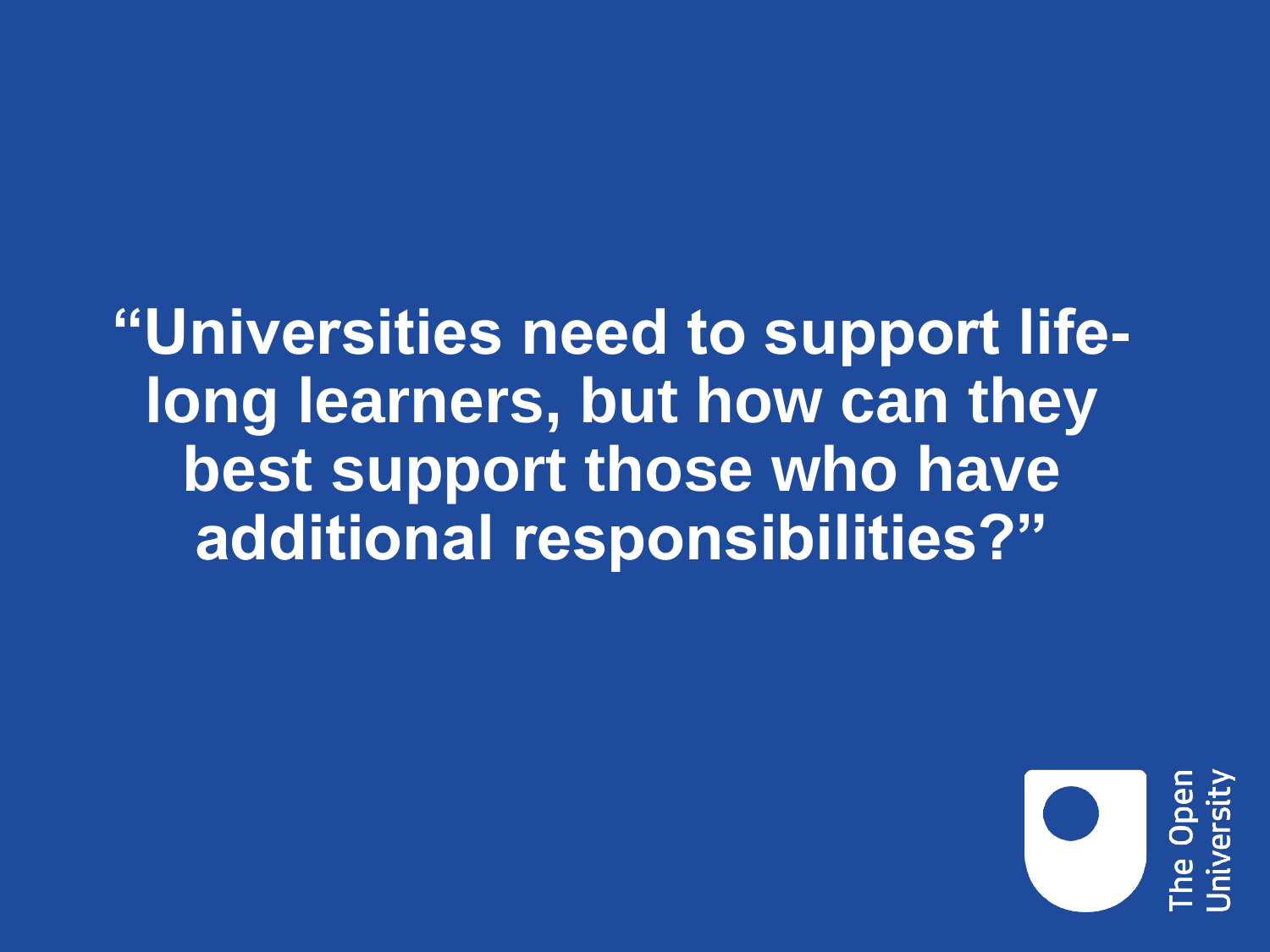**“Universities need to support life-long learners, but how can they best support those who have additional responsibilities?”**

The Open University